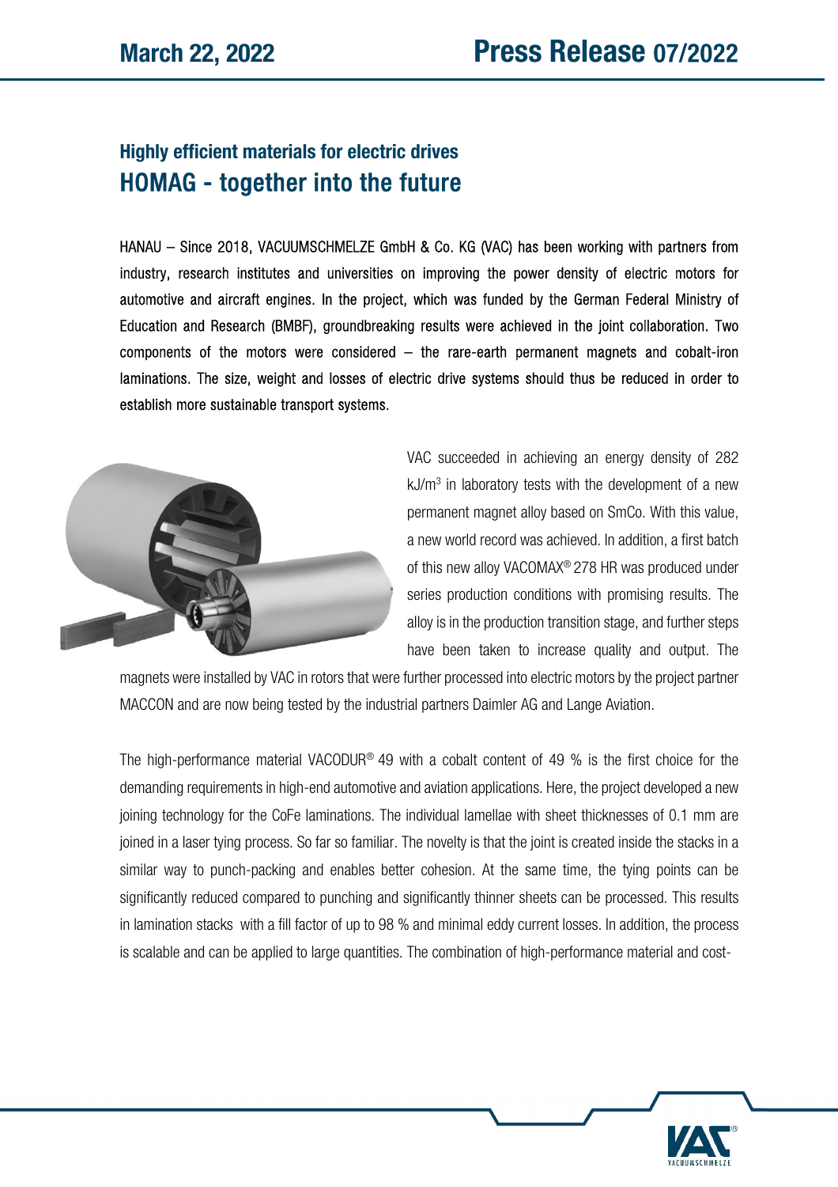March 22, 2022

# Press Release 07/2022

## Highly efficient materials for electric drives
## HOMAG - together into the future

HANAU – Since 2018, VACUUMSCHMELZE GmbH & Co. KG (VAC) has been working with partners from industry, research institutes and universities on improving the power density of electric motors for automotive and aircraft engines. In the project, which was funded by the German Federal Ministry of Education and Research (BMBF), groundbreaking results were achieved in the joint collaboration. Two components of the motors were considered – the rare-earth permanent magnets and cobalt-iron laminations. The size, weight and losses of electric drive systems should thus be reduced in order to establish more sustainable transport systems.

VAC succeeded in achieving an energy density of 282 kJ/m$^3$ in laboratory tests with the development of a new permanent magnet alloy based on SmCo. With this value, a new world record was achieved. In addition, a first batch of this new alloy VACOMAX® 278 HR was produced under series production conditions with promising results. The alloy is in the production transition stage, and further steps have been taken to increase quality and output. The magnets were installed by VAC in rotors that were further processed into electric motors by the project partner MACCON and are now being tested by the industrial partners Daimler AG and Lange Aviation.

The high-performance material VACODUR® 49 with a cobalt content of 49 % is the first choice for the demanding requirements in high-end automotive and aviation applications. Here, the project developed a new joining technology for the CoFe laminations. The individual lamellae with sheet thicknesses of 0.1 mm are joined in a laser tying process. So far so familiar. The novelty is that the joint is created inside the stacks in a similar way to punch-packing and enables better cohesion. At the same time, the tying points can be significantly reduced compared to punching and significantly thinner sheets can be processed. This results in lamination stacks with a fill factor of up to 98 % and minimal eddy current losses. In addition, the process is scalable and can be applied to large quantities. The combination of high-performance material and cost-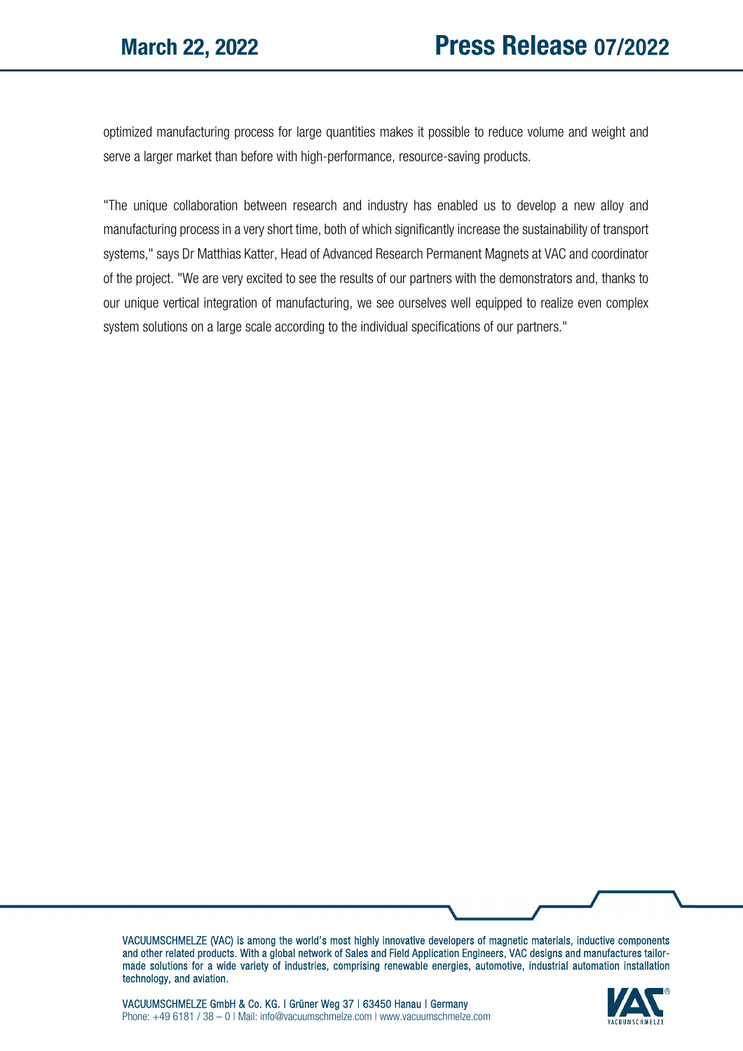optimized manufacturing process for large quantities makes it possible to reduce volume and weight and serve a larger market than before with high-performance, resource-saving products.

"The unique collaboration between research and industry has enabled us to develop a new alloy and manufacturing process in a very short time, both of which significantly increase the sustainability of transport systems," says Dr Matthias Katter, Head of Advanced Research Permanent Magnets at VAC and coordinator of the project. "We are very excited to see the results of our partners with the demonstrators and, thanks to our unique vertical integration of manufacturing, we see ourselves well equipped to realize even complex system solutions on a large scale according to the individual specifications of our partners."

VACUUMSCHMELZE (VAC) is among the world's most highly innovative developers of magnetic materials, inductive components and other related products. With a global network of Sales and Field Application Engineers, VAC designs and manufactures tailor-made solutions for a wide variety of industries, comprising renewable energies, automotive, industrial automation installation technology, and aviation.

VACUUMSCHMELZE GmbH & Co. KG. | Grüner Weg 37 | 63450 Hanau | Germany
Phone: +49 6181 / 38 – 0 | Mail: info@vacuumschmelze.com | www.vacuumschmelze.com